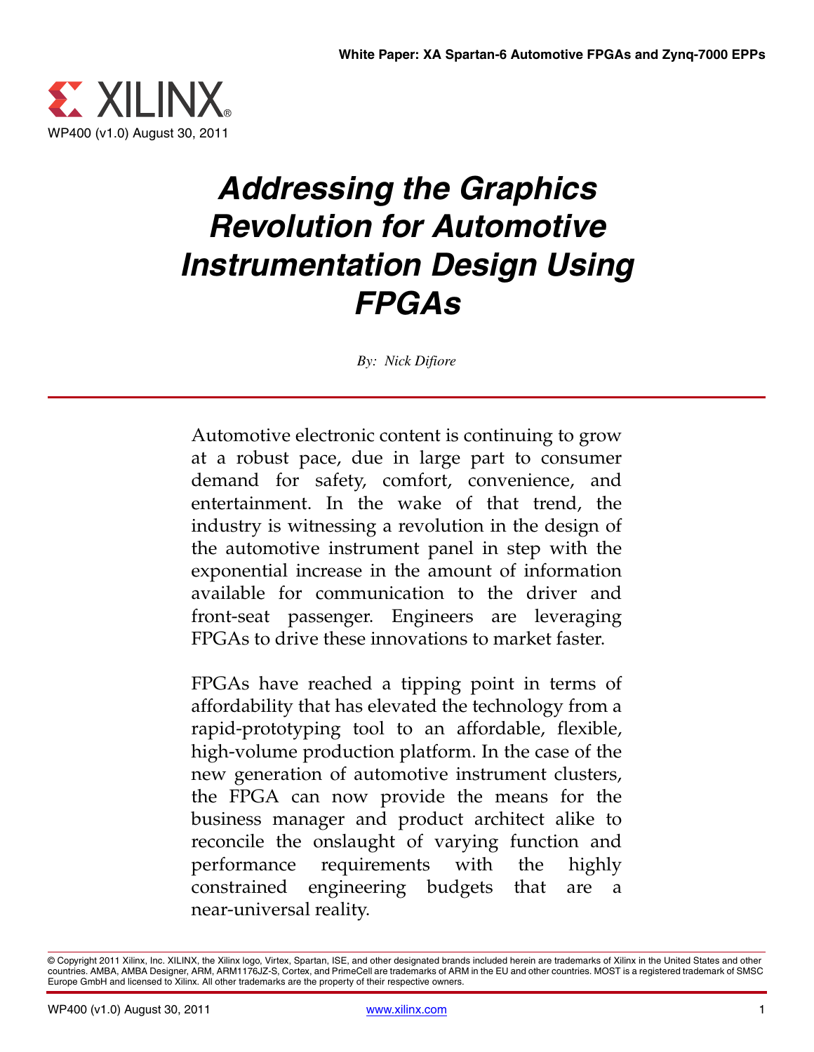White Paper: XA Spartan-6 Automotive FPGAs and Zynq-7000 EPPs

XILINX

WP400 (v1.0) August 30, 2011

# *Addressing the Graphics Revolution for Automotive Instrumentation Design Using FPGAs*

*By: Nick Difiore*

Automotive electronic content is continuing to grow at a robust pace, due in large part to consumer demand for safety, comfort, convenience, and entertainment. In the wake of that trend, the industry is witnessing a revolution in the design of the automotive instrument panel in step with the exponential increase in the amount of information available for communication to the driver and front-seat passenger. Engineers are leveraging FPGAs to drive these innovations to market faster.

FPGAs have reached a tipping point in terms of affordability that has elevated the technology from a rapid-prototyping tool to an affordable, flexible, high-volume production platform. In the case of the new generation of automotive instrument clusters, the FPGA can now provide the means for the business manager and product architect alike to reconcile the onslaught of varying function and performance requirements with the highly constrained engineering budgets that are a near-universal reality.

© Copyright 2011 Xilinx, Inc. XILINX, the Xilinx logo, Virtex, Spartan, ISE, and other designated brands included herein are trademarks of Xilinx in the United States and other countries. AMBA, AMBA Designer, ARM, ARM1176JZ-S, Cortex, and PrimeCell are trademarks of ARM in the EU and other countries. MOST is a registered trademark of SMSC Europe GmbH and licensed to Xilinx. All other trademarks are the property of their respective owners.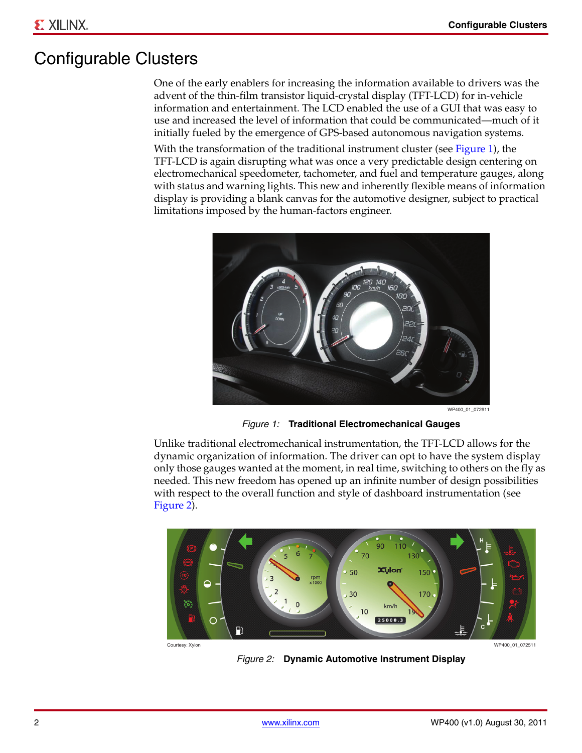# Configurable Clusters

One of the early enablers for increasing the information available to drivers was the advent of the thin-film transistor liquid-crystal display (TFT-LCD) for in-vehicle information and entertainment. The LCD enabled the use of a GUI that was easy to use and increased the level of information that could be communicated—much of it initially fueled by the emergence of GPS-based autonomous navigation systems.

With the transformation of the traditional instrument cluster (see Figure 1), the TFT-LCD is again disrupting what was once a very predictable design centering on electromechanical speedometer, tachometer, and fuel and temperature gauges, along with status and warning lights. This new and inherently flexible means of information display is providing a blank canvas for the automotive designer, subject to practical limitations imposed by the human-factors engineer.

WP400_01_072911

*Figure 1:* **Traditional Electromechanical Gauges**

Unlike traditional electromechanical instrumentation, the TFT-LCD allows for the dynamic organization of information. The driver can opt to have the system display only those gauges wanted at the moment, in real time, switching to others on the fly as needed. This new freedom has opened up an infinite number of design possibilities with respect to the overall function and style of dashboard instrumentation (see Figure 2).

Courtesy: Xylon

WP400_01_072511

*Figure 2:* **Dynamic Automotive Instrument Display**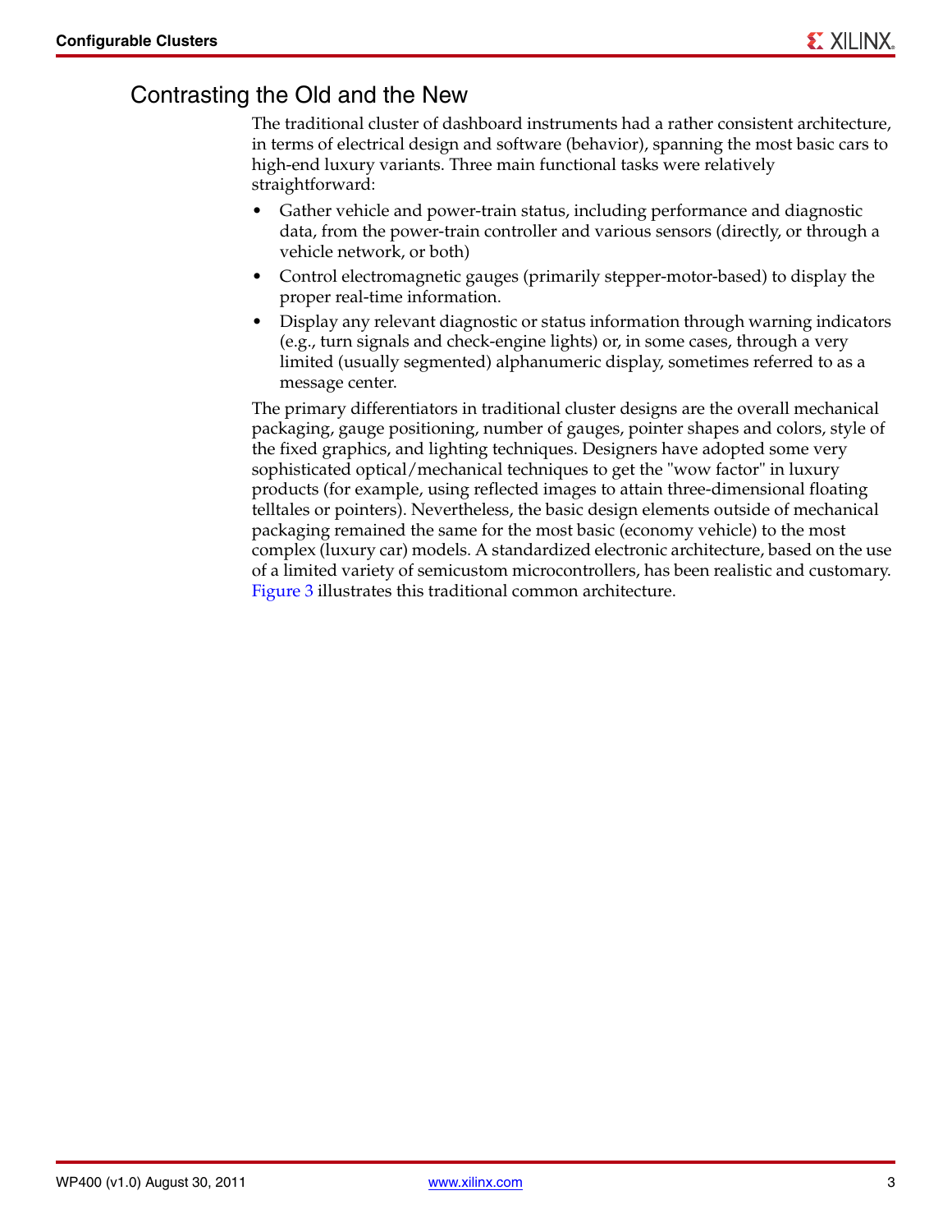## Contrasting the Old and the New

The traditional cluster of dashboard instruments had a rather consistent architecture, in terms of electrical design and software (behavior), spanning the most basic cars to high-end luxury variants. Three main functional tasks were relatively straightforward:

- Gather vehicle and power-train status, including performance and diagnostic data, from the power-train controller and various sensors (directly, or through a vehicle network, or both)
- Control electromagnetic gauges (primarily stepper-motor-based) to display the proper real-time information.
- Display any relevant diagnostic or status information through warning indicators (e.g., turn signals and check-engine lights) or, in some cases, through a very limited (usually segmented) alphanumeric display, sometimes referred to as a message center.

The primary differentiators in traditional cluster designs are the overall mechanical packaging, gauge positioning, number of gauges, pointer shapes and colors, style of the fixed graphics, and lighting techniques. Designers have adopted some very sophisticated optical/mechanical techniques to get the "wow factor" in luxury products (for example, using reflected images to attain three-dimensional floating telltales or pointers). Nevertheless, the basic design elements outside of mechanical packaging remained the same for the most basic (economy vehicle) to the most complex (luxury car) models. A standardized electronic architecture, based on the use of a limited variety of semicustom microcontrollers, has been realistic and customary. Figure 3 illustrates this traditional common architecture.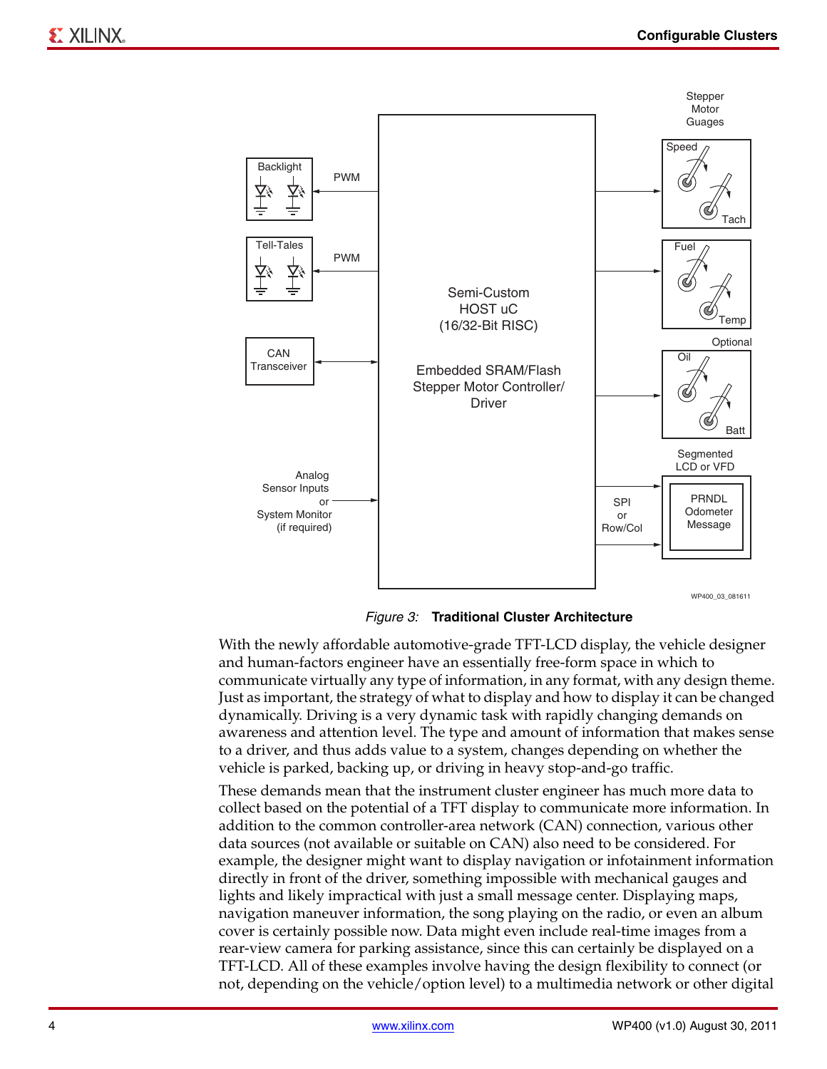*Figure 3:* **Traditional Cluster Architecture**

With the newly affordable automotive-grade TFT-LCD display, the vehicle designer and human-factors engineer have an essentially free-form space in which to communicate virtually any type of information, in any format, with any design theme. Just as important, the strategy of what to display and how to display it can be changed dynamically. Driving is a very dynamic task with rapidly changing demands on awareness and attention level. The type and amount of information that makes sense to a driver, and thus adds value to a system, changes depending on whether the vehicle is parked, backing up, or driving in heavy stop-and-go traffic.

These demands mean that the instrument cluster engineer has much more data to collect based on the potential of a TFT display to communicate more information. In addition to the common controller-area network (CAN) connection, various other data sources (not available or suitable on CAN) also need to be considered. For example, the designer might want to display navigation or infotainment information directly in front of the driver, something impossible with mechanical gauges and lights and likely impractical with just a small message center. Displaying maps, navigation maneuver information, the song playing on the radio, or even an album cover is certainly possible now. Data might even include real-time images from a rear-view camera for parking assistance, since this can certainly be displayed on a TFT-LCD. All of these examples involve having the design flexibility to connect (or not, depending on the vehicle/option level) to a multimedia network or other digital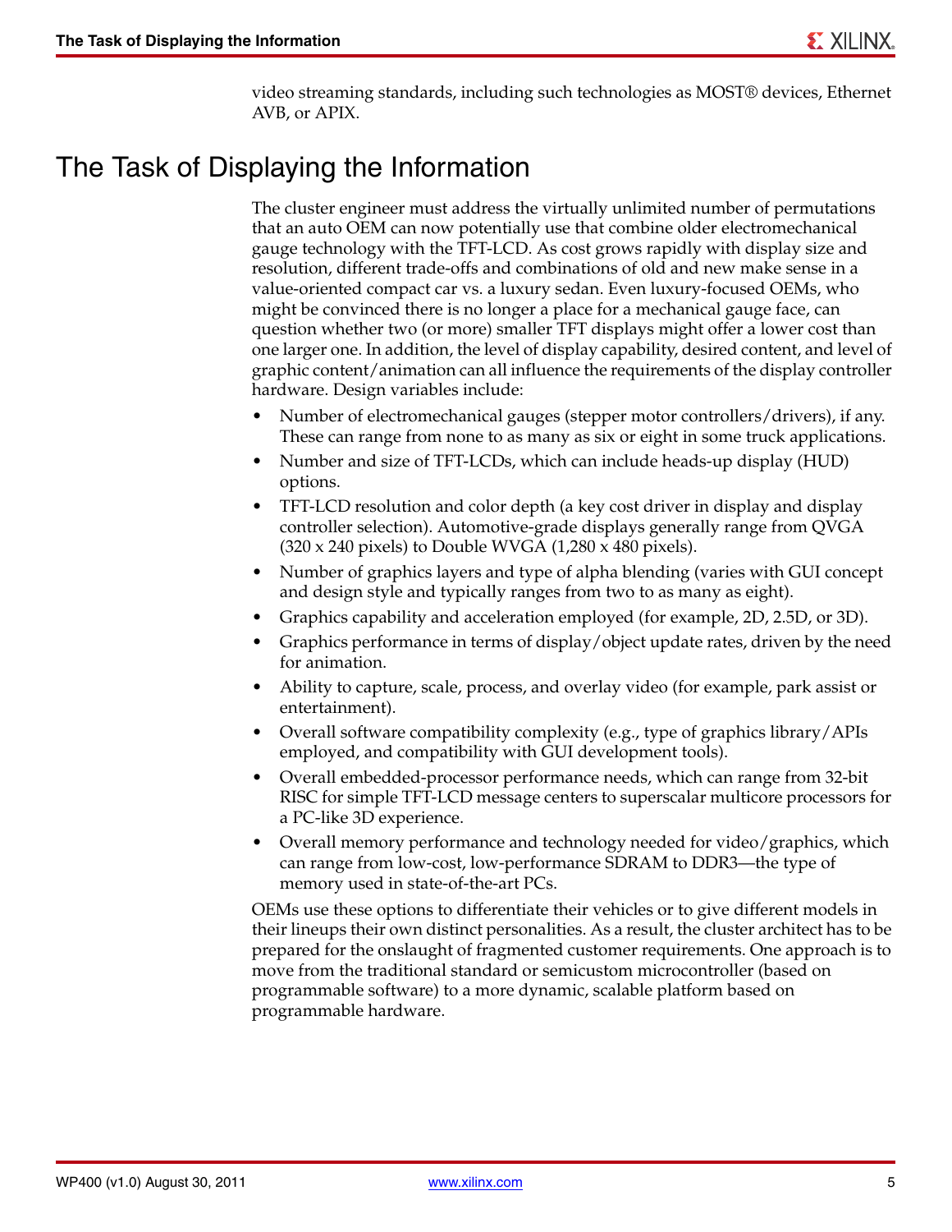video streaming standards, including such technologies as MOST® devices, Ethernet AVB, or APIX.

# The Task of Displaying the Information

The cluster engineer must address the virtually unlimited number of permutations that an auto OEM can now potentially use that combine older electromechanical gauge technology with the TFT-LCD. As cost grows rapidly with display size and resolution, different trade-offs and combinations of old and new make sense in a value-oriented compact car vs. a luxury sedan. Even luxury-focused OEMs, who might be convinced there is no longer a place for a mechanical gauge face, can question whether two (or more) smaller TFT displays might offer a lower cost than one larger one. In addition, the level of display capability, desired content, and level of graphic content/animation can all influence the requirements of the display controller hardware. Design variables include:

- Number of electromechanical gauges (stepper motor controllers/drivers), if any. These can range from none to as many as six or eight in some truck applications.
- Number and size of TFT-LCDs, which can include heads-up display (HUD) options.
- TFT-LCD resolution and color depth (a key cost driver in display and display controller selection). Automotive-grade displays generally range from QVGA (320 x 240 pixels) to Double WVGA (1,280 x 480 pixels).
- Number of graphics layers and type of alpha blending (varies with GUI concept and design style and typically ranges from two to as many as eight).
- Graphics capability and acceleration employed (for example, 2D, 2.5D, or 3D).
- Graphics performance in terms of display/object update rates, driven by the need for animation.
- Ability to capture, scale, process, and overlay video (for example, park assist or entertainment).
- Overall software compatibility complexity (e.g., type of graphics library/APIs employed, and compatibility with GUI development tools).
- Overall embedded-processor performance needs, which can range from 32-bit RISC for simple TFT-LCD message centers to superscalar multicore processors for a PC-like 3D experience.
- Overall memory performance and technology needed for video/graphics, which can range from low-cost, low-performance SDRAM to DDR3—the type of memory used in state-of-the-art PCs.

OEMs use these options to differentiate their vehicles or to give different models in their lineups their own distinct personalities. As a result, the cluster architect has to be prepared for the onslaught of fragmented customer requirements. One approach is to move from the traditional standard or semicustom microcontroller (based on programmable software) to a more dynamic, scalable platform based on programmable hardware.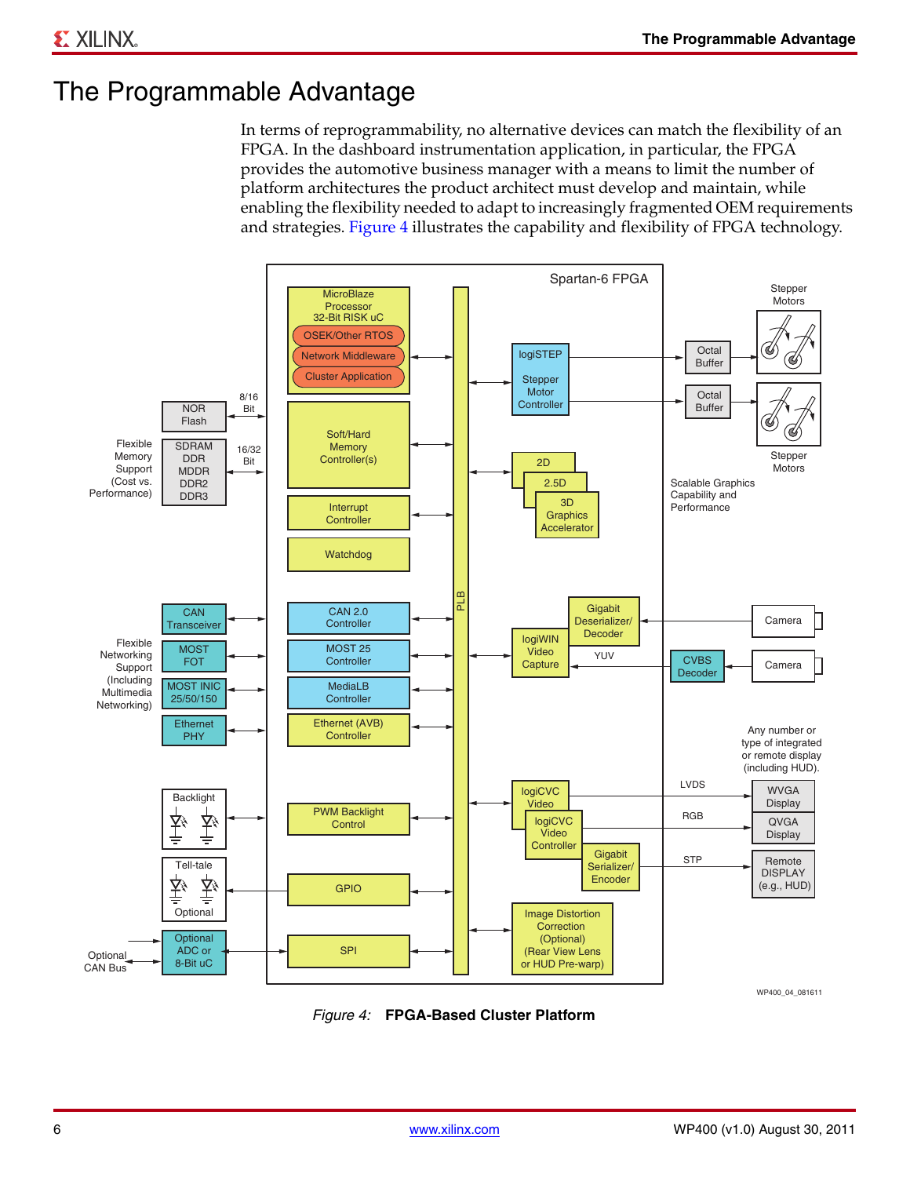# The Programmable Advantage

In terms of reprogrammability, no alternative devices can match the flexibility of an FPGA. In the dashboard instrumentation application, in particular, the FPGA provides the automotive business manager with a means to limit the number of platform architectures the product architect must develop and maintain, while enabling the flexibility needed to adapt to increasingly fragmented OEM requirements and strategies. Figure 4 illustrates the capability and flexibility of FPGA technology.

*Figure 4:* **FPGA-Based Cluster Platform**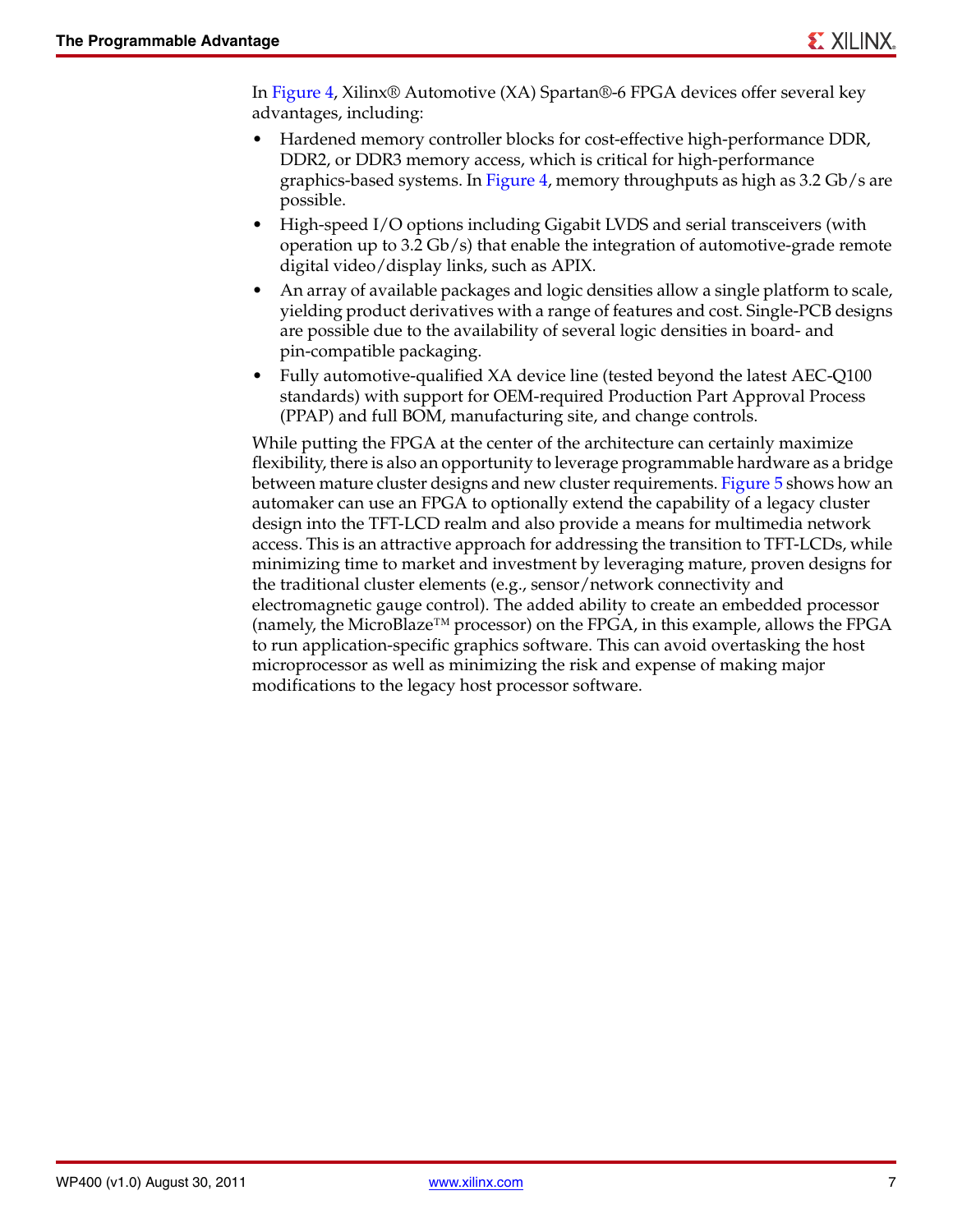In Figure 4, Xilinx® Automotive (XA) Spartan®-6 FPGA devices offer several key advantages, including:

- Hardened memory controller blocks for cost-effective high-performance DDR, DDR2, or DDR3 memory access, which is critical for high-performance graphics-based systems. In Figure 4, memory throughputs as high as 3.2 Gb/s are possible.
- High-speed I/O options including Gigabit LVDS and serial transceivers (with operation up to 3.2 Gb/s) that enable the integration of automotive-grade remote digital video/display links, such as APIX.
- An array of available packages and logic densities allow a single platform to scale, yielding product derivatives with a range of features and cost. Single-PCB designs are possible due to the availability of several logic densities in board- and pin-compatible packaging.
- Fully automotive-qualified XA device line (tested beyond the latest AEC-Q100 standards) with support for OEM-required Production Part Approval Process (PPAP) and full BOM, manufacturing site, and change controls.

While putting the FPGA at the center of the architecture can certainly maximize flexibility, there is also an opportunity to leverage programmable hardware as a bridge between mature cluster designs and new cluster requirements. Figure 5 shows how an automaker can use an FPGA to optionally extend the capability of a legacy cluster design into the TFT-LCD realm and also provide a means for multimedia network access. This is an attractive approach for addressing the transition to TFT-LCDs, while minimizing time to market and investment by leveraging mature, proven designs for the traditional cluster elements (e.g., sensor/network connectivity and electromagnetic gauge control). The added ability to create an embedded processor (namely, the MicroBlaze™ processor) on the FPGA, in this example, allows the FPGA to run application-specific graphics software. This can avoid overtasking the host microprocessor as well as minimizing the risk and expense of making major modifications to the legacy host processor software.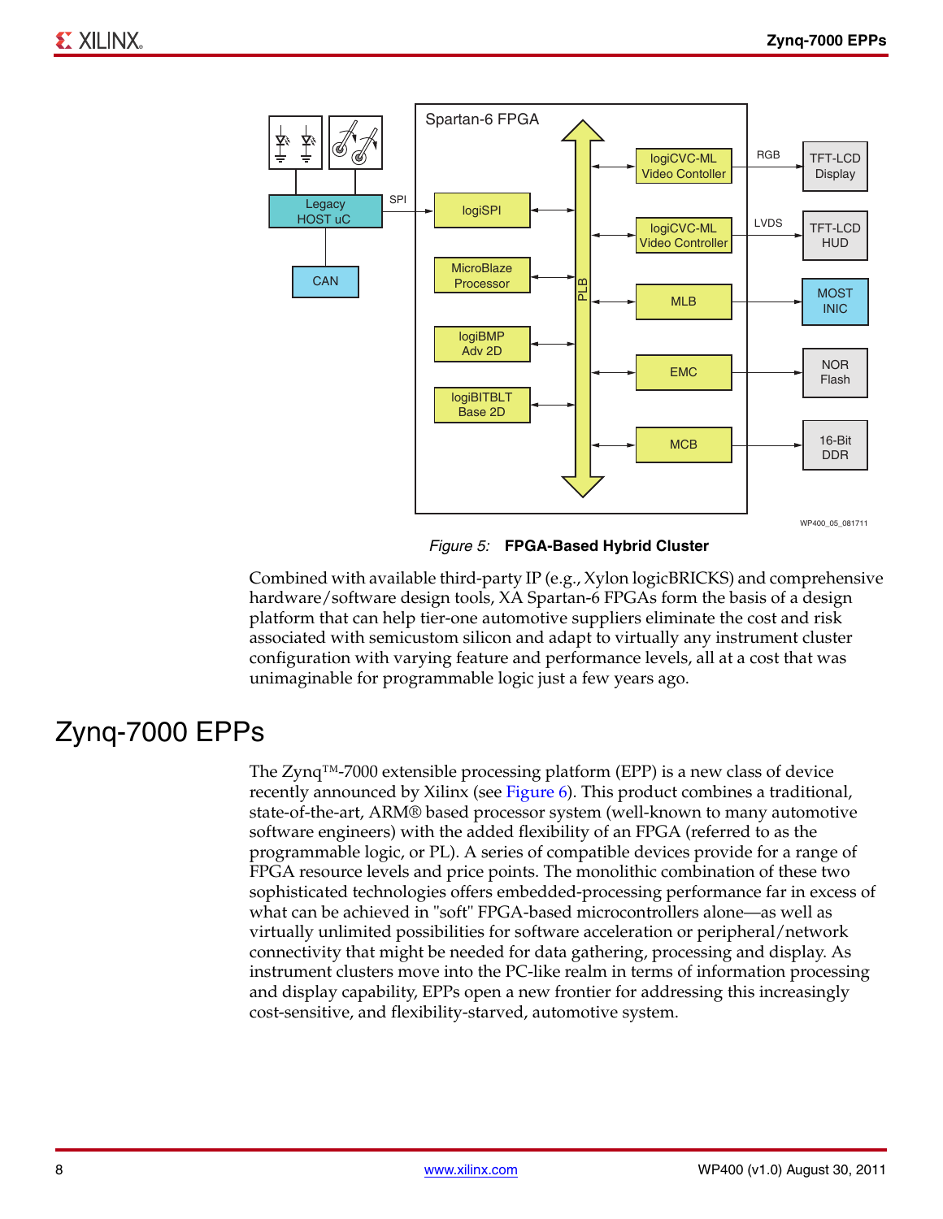Figure 5: **FPGA-Based Hybrid Cluster**

Combined with available third-party IP (e.g., Xylon logicBRICKS) and comprehensive hardware/software design tools, XA Spartan-6 FPGAs form the basis of a design platform that can help tier-one automotive suppliers eliminate the cost and risk associated with semicustom silicon and adapt to virtually any instrument cluster configuration with varying feature and performance levels, all at a cost that was unimaginable for programmable logic just a few years ago.

# Zynq-7000 EPPs

The Zynq™-7000 extensible processing platform (EPP) is a new class of device recently announced by Xilinx (see Figure 6). This product combines a traditional, state-of-the-art, ARM® based processor system (well-known to many automotive software engineers) with the added flexibility of an FPGA (referred to as the programmable logic, or PL). A series of compatible devices provide for a range of FPGA resource levels and price points. The monolithic combination of these two sophisticated technologies offers embedded-processing performance far in excess of what can be achieved in "soft" FPGA-based microcontrollers alone—as well as virtually unlimited possibilities for software acceleration or peripheral/network connectivity that might be needed for data gathering, processing and display. As instrument clusters move into the PC-like realm in terms of information processing and display capability, EPPs open a new frontier for addressing this increasingly cost-sensitive, and flexibility-starved, automotive system.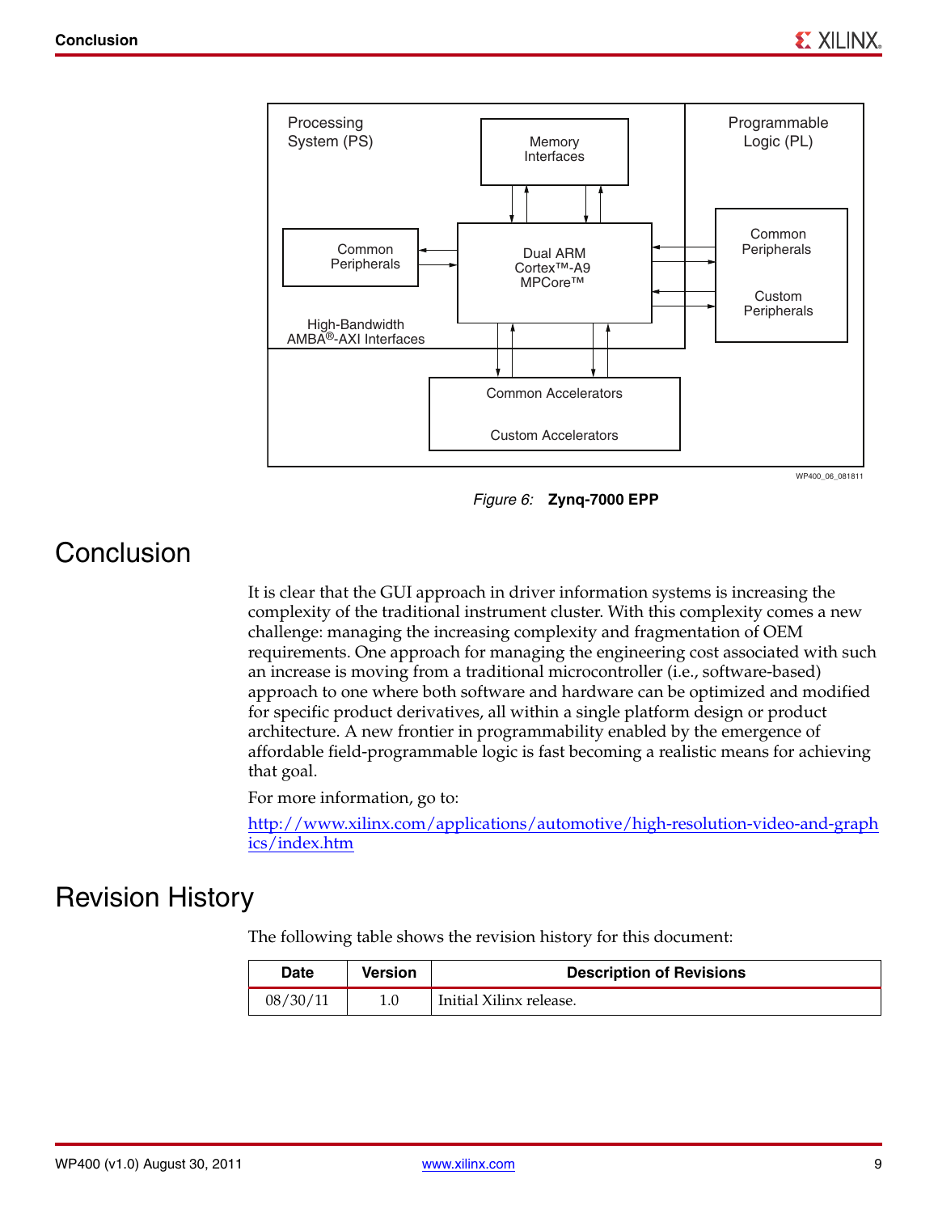Figure 6: **Zynq-7000 EPP**

# Conclusion

It is clear that the GUI approach in driver information systems is increasing the complexity of the traditional instrument cluster. With this complexity comes a new challenge: managing the increasing complexity and fragmentation of OEM requirements. One approach for managing the engineering cost associated with such an increase is moving from a traditional microcontroller (i.e., software-based) approach to one where both software and hardware can be optimized and modified for specific product derivatives, all within a single platform design or product architecture. A new frontier in programmability enabled by the emergence of affordable field-programmable logic is fast becoming a realistic means for achieving that goal.

For more information, go to:

[http://www.xilinx.com/applications/automotive/high-resolution-video-and-graphics/index.htm](http://www.xilinx.com/applications/automotive/high-resolution-video-and-graphics/index.htm)

# Revision History

The following table shows the revision history for this document:

| Date | Version | Description of Revisions |
|---|---|---|
| 08/30/11 | 1.0 | Initial Xilinx release. |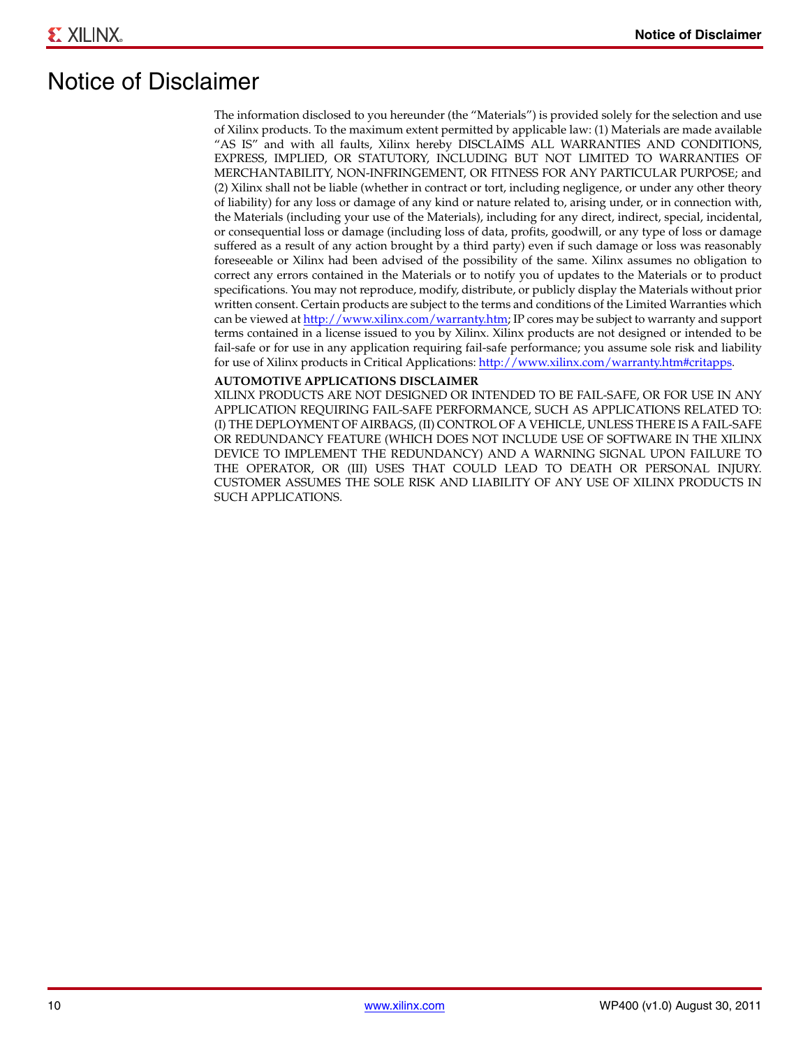# Notice of Disclaimer

The information disclosed to you hereunder (the "Materials") is provided solely for the selection and use of Xilinx products. To the maximum extent permitted by applicable law: (1) Materials are made available "AS IS" and with all faults, Xilinx hereby DISCLAIMS ALL WARRANTIES AND CONDITIONS, EXPRESS, IMPLIED, OR STATUTORY, INCLUDING BUT NOT LIMITED TO WARRANTIES OF MERCHANTABILITY, NON-INFRINGEMENT, OR FITNESS FOR ANY PARTICULAR PURPOSE; and (2) Xilinx shall not be liable (whether in contract or tort, including negligence, or under any other theory of liability) for any loss or damage of any kind or nature related to, arising under, or in connection with, the Materials (including your use of the Materials), including for any direct, indirect, special, incidental, or consequential loss or damage (including loss of data, profits, goodwill, or any type of loss or damage suffered as a result of any action brought by a third party) even if such damage or loss was reasonably foreseeable or Xilinx had been advised of the possibility of the same. Xilinx assumes no obligation to correct any errors contained in the Materials or to notify you of updates to the Materials or to product specifications. You may not reproduce, modify, distribute, or publicly display the Materials without prior written consent. Certain products are subject to the terms and conditions of the Limited Warranties which can be viewed at http://www.xilinx.com/warranty.htm; IP cores may be subject to warranty and support terms contained in a license issued to you by Xilinx. Xilinx products are not designed or intended to be fail-safe or for use in any application requiring fail-safe performance; you assume sole risk and liability for use of Xilinx products in Critical Applications: http://www.xilinx.com/warranty.htm#critapps.

**AUTOMOTIVE APPLICATIONS DISCLAIMER**

XILINX PRODUCTS ARE NOT DESIGNED OR INTENDED TO BE FAIL-SAFE, OR FOR USE IN ANY APPLICATION REQUIRING FAIL-SAFE PERFORMANCE, SUCH AS APPLICATIONS RELATED TO: (I) THE DEPLOYMENT OF AIRBAGS, (II) CONTROL OF A VEHICLE, UNLESS THERE IS A FAIL-SAFE OR REDUNDANCY FEATURE (WHICH DOES NOT INCLUDE USE OF SOFTWARE IN THE XILINX DEVICE TO IMPLEMENT THE REDUNDANCY) AND A WARNING SIGNAL UPON FAILURE TO THE OPERATOR, OR (III) USES THAT COULD LEAD TO DEATH OR PERSONAL INJURY. CUSTOMER ASSUMES THE SOLE RISK AND LIABILITY OF ANY USE OF XILINX PRODUCTS IN SUCH APPLICATIONS.